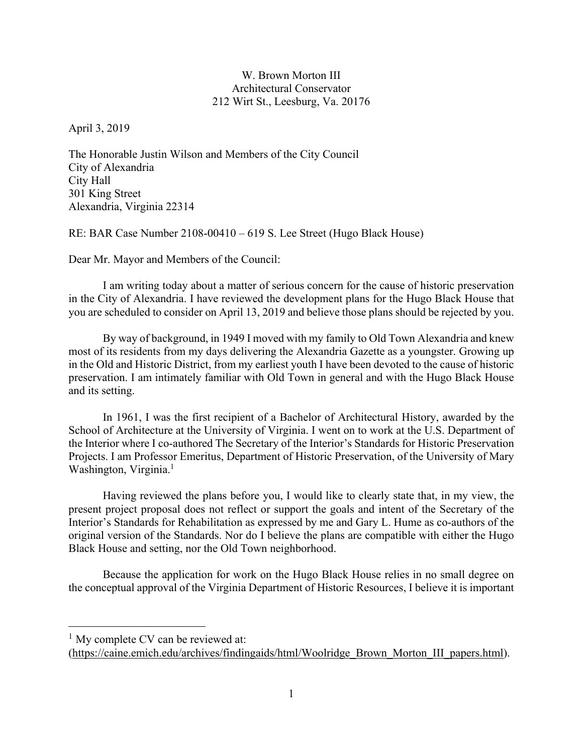W. Brown Morton III
Architectural Conservator
212 Wirt St., Leesburg, Va. 20176

April 3, 2019

The Honorable Justin Wilson and Members of the City Council
City of Alexandria
City Hall
301 King Street
Alexandria, Virginia 22314

RE: BAR Case Number 2108-00410 – 619 S. Lee Street (Hugo Black House)

Dear Mr. Mayor and Members of the Council:

I am writing today about a matter of serious concern for the cause of historic preservation in the City of Alexandria. I have reviewed the development plans for the Hugo Black House that you are scheduled to consider on April 13, 2019 and believe those plans should be rejected by you.

By way of background, in 1949 I moved with my family to Old Town Alexandria and knew most of its residents from my days delivering the Alexandria Gazette as a youngster. Growing up in the Old and Historic District, from my earliest youth I have been devoted to the cause of historic preservation. I am intimately familiar with Old Town in general and with the Hugo Black House and its setting.

In 1961, I was the first recipient of a Bachelor of Architectural History, awarded by the School of Architecture at the University of Virginia. I went on to work at the U.S. Department of the Interior where I co-authored The Secretary of the Interior's Standards for Historic Preservation Projects. I am Professor Emeritus, Department of Historic Preservation, of the University of Mary Washington, Virginia.[1]

Having reviewed the plans before you, I would like to clearly state that, in my view, the present project proposal does not reflect or support the goals and intent of the Secretary of the Interior's Standards for Rehabilitation as expressed by me and Gary L. Hume as co-authors of the original version of the Standards. Nor do I believe the plans are compatible with either the Hugo Black House and setting, nor the Old Town neighborhood.

Because the application for work on the Hugo Black House relies in no small degree on the conceptual approval of the Virginia Department of Historic Resources, I believe it is important

---

[1] My complete CV can be reviewed at:
(https://caine.emich.edu/archives/findingaids/html/Woolridge_Brown_Morton_III_papers.html).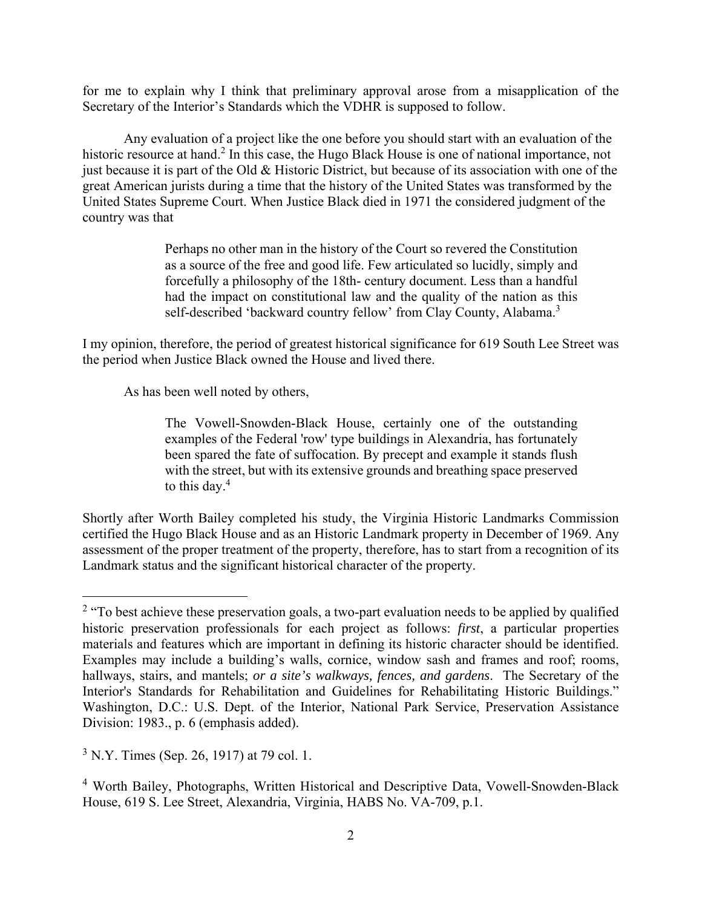for me to explain why I think that preliminary approval arose from a misapplication of the Secretary of the Interior's Standards which the VDHR is supposed to follow.

Any evaluation of a project like the one before you should start with an evaluation of the historic resource at hand.[2] In this case, the Hugo Black House is one of national importance, not just because it is part of the Old & Historic District, but because of its association with one of the great American jurists during a time that the history of the United States was transformed by the United States Supreme Court. When Justice Black died in 1971 the considered judgment of the country was that

> Perhaps no other man in the history of the Court so revered the Constitution as a source of the free and good life. Few articulated so lucidly, simply and forcefully a philosophy of the 18th- century document. Less than a handful had the impact on constitutional law and the quality of the nation as this self-described 'backward country fellow' from Clay County, Alabama.[3]

I my opinion, therefore, the period of greatest historical significance for 619 South Lee Street was the period when Justice Black owned the House and lived there.

As has been well noted by others,

> The Vowell-Snowden-Black House, certainly one of the outstanding examples of the Federal 'row' type buildings in Alexandria, has fortunately been spared the fate of suffocation. By precept and example it stands flush with the street, but with its extensive grounds and breathing space preserved to this day.[4]

Shortly after Worth Bailey completed his study, the Virginia Historic Landmarks Commission certified the Hugo Black House and as an Historic Landmark property in December of 1969. Any assessment of the proper treatment of the property, therefore, has to start from a recognition of its Landmark status and the significant historical character of the property.

---

[2] "To best achieve these preservation goals, a two-part evaluation needs to be applied by qualified historic preservation professionals for each project as follows: *first*, a particular properties materials and features which are important in defining its historic character should be identified. Examples may include a building's walls, cornice, window sash and frames and roof; rooms, hallways, stairs, and mantels; *or a site's walkways, fences, and gardens*. The Secretary of the Interior's Standards for Rehabilitation and Guidelines for Rehabilitating Historic Buildings." Washington, D.C.: U.S. Dept. of the Interior, National Park Service, Preservation Assistance Division: 1983., p. 6 (emphasis added).

[3] N.Y. Times (Sep. 26, 1917) at 79 col. 1.

[4] Worth Bailey, Photographs, Written Historical and Descriptive Data, Vowell-Snowden-Black House, 619 S. Lee Street, Alexandria, Virginia, HABS No. VA-709, p.1.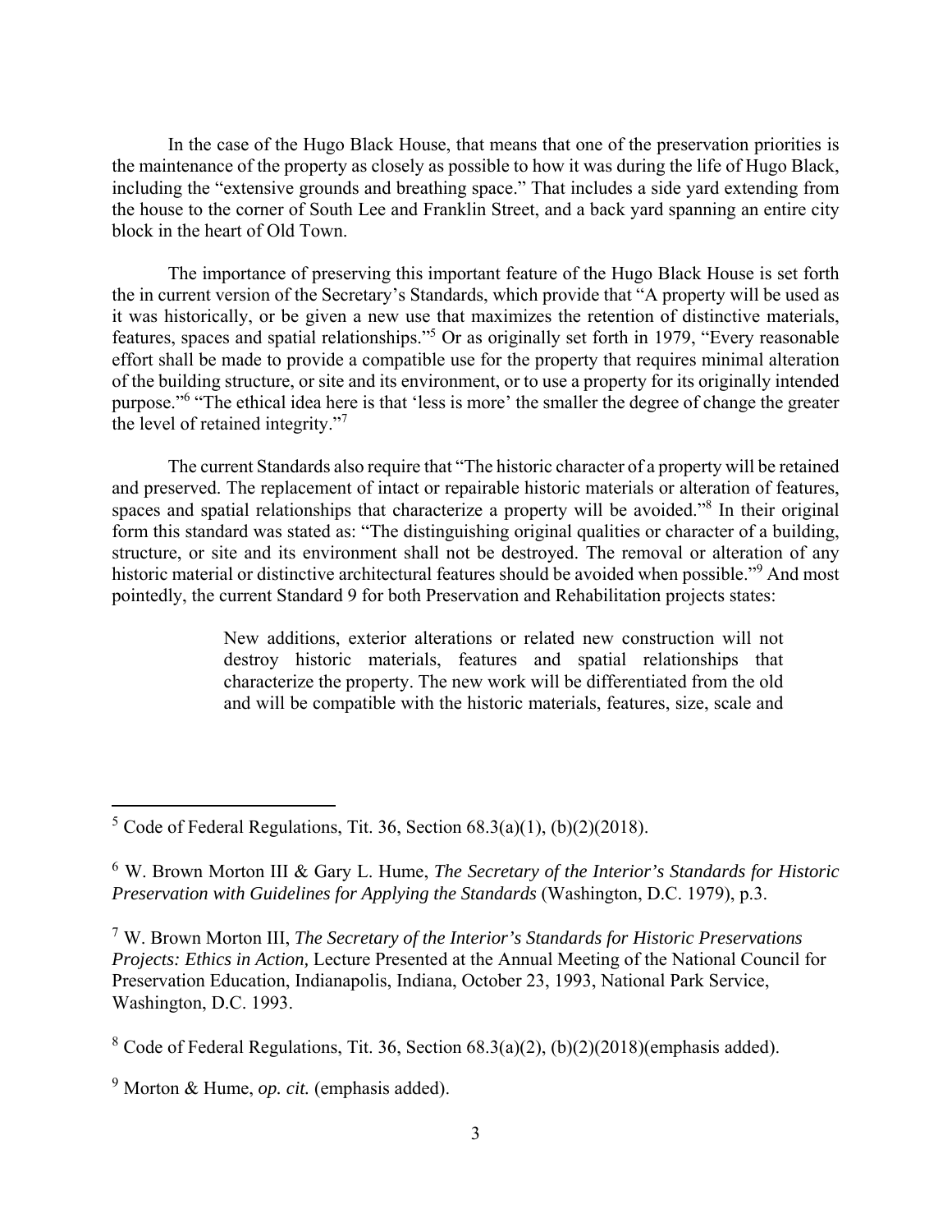In the case of the Hugo Black House, that means that one of the preservation priorities is the maintenance of the property as closely as possible to how it was during the life of Hugo Black, including the "extensive grounds and breathing space." That includes a side yard extending from the house to the corner of South Lee and Franklin Street, and a back yard spanning an entire city block in the heart of Old Town.

The importance of preserving this important feature of the Hugo Black House is set forth the in current version of the Secretary's Standards, which provide that "A property will be used as it was historically, or be given a new use that maximizes the retention of distinctive materials, features, spaces and spatial relationships."[5] Or as originally set forth in 1979, "Every reasonable effort shall be made to provide a compatible use for the property that requires minimal alteration of the building structure, or site and its environment, or to use a property for its originally intended purpose."[6] "The ethical idea here is that 'less is more' the smaller the degree of change the greater the level of retained integrity."[7]

The current Standards also require that "The historic character of a property will be retained and preserved. The replacement of intact or repairable historic materials or alteration of features, spaces and spatial relationships that characterize a property will be avoided."[8] In their original form this standard was stated as: "The distinguishing original qualities or character of a building, structure, or site and its environment shall not be destroyed. The removal or alteration of any historic material or distinctive architectural features should be avoided when possible."[9] And most pointedly, the current Standard 9 for both Preservation and Rehabilitation projects states:

> New additions, exterior alterations or related new construction will not destroy historic materials, features and spatial relationships that characterize the property. The new work will be differentiated from the old and will be compatible with the historic materials, features, size, scale and

---

[5] Code of Federal Regulations, Tit. 36, Section 68.3(a)(1), (b)(2)(2018).

[6] W. Brown Morton III & Gary L. Hume, *The Secretary of the Interior's Standards for Historic Preservation with Guidelines for Applying the Standards* (Washington, D.C. 1979), p.3.

[7] W. Brown Morton III, *The Secretary of the Interior's Standards for Historic Preservations Projects: Ethics in Action,* Lecture Presented at the Annual Meeting of the National Council for Preservation Education, Indianapolis, Indiana, October 23, 1993, National Park Service, Washington, D.C. 1993.

[8] Code of Federal Regulations, Tit. 36, Section 68.3(a)(2), (b)(2)(2018)(emphasis added).

[9] Morton & Hume, *op. cit.* (emphasis added).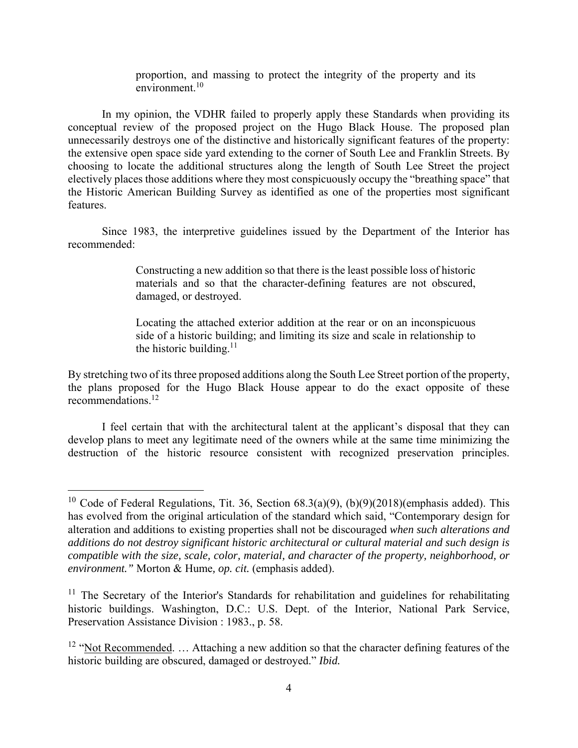> proportion, and massing to protect the integrity of the property and its environment.[10]

In my opinion, the VDHR failed to properly apply these Standards when providing its conceptual review of the proposed project on the Hugo Black House. The proposed plan unnecessarily destroys one of the distinctive and historically significant features of the property: the extensive open space side yard extending to the corner of South Lee and Franklin Streets. By choosing to locate the additional structures along the length of South Lee Street the project electively places those additions where they most conspicuously occupy the "breathing space" that the Historic American Building Survey as identified as one of the properties most significant features.

Since 1983, the interpretive guidelines issued by the Department of the Interior has recommended:

> Constructing a new addition so that there is the least possible loss of historic materials and so that the character-defining features are not obscured, damaged, or destroyed.
>
> Locating the attached exterior addition at the rear or on an inconspicuous side of a historic building; and limiting its size and scale in relationship to the historic building.[11]

By stretching two of its three proposed additions along the South Lee Street portion of the property, the plans proposed for the Hugo Black House appear to do the exact opposite of these recommendations.[12]

I feel certain that with the architectural talent at the applicant's disposal that they can develop plans to meet any legitimate need of the owners while at the same time minimizing the destruction of the historic resource consistent with recognized preservation principles.

---

[10] Code of Federal Regulations, Tit. 36, Section 68.3(a)(9), (b)(9)(2018)(emphasis added). This has evolved from the original articulation of the standard which said, "Contemporary design for alteration and additions to existing properties shall not be discouraged *when such alterations and additions do not destroy significant historic architectural or cultural material and such design is compatible with the size, scale, color, material, and character of the property, neighborhood, or environment."* Morton & Hume*, op. cit.* (emphasis added).

[11] The Secretary of the Interior's Standards for rehabilitation and guidelines for rehabilitating historic buildings. Washington, D.C.: U.S. Dept. of the Interior, National Park Service, Preservation Assistance Division : 1983., p. 58.

[12] "<u>Not Recommended</u>. … Attaching a new addition so that the character defining features of the historic building are obscured, damaged or destroyed." *Ibid.*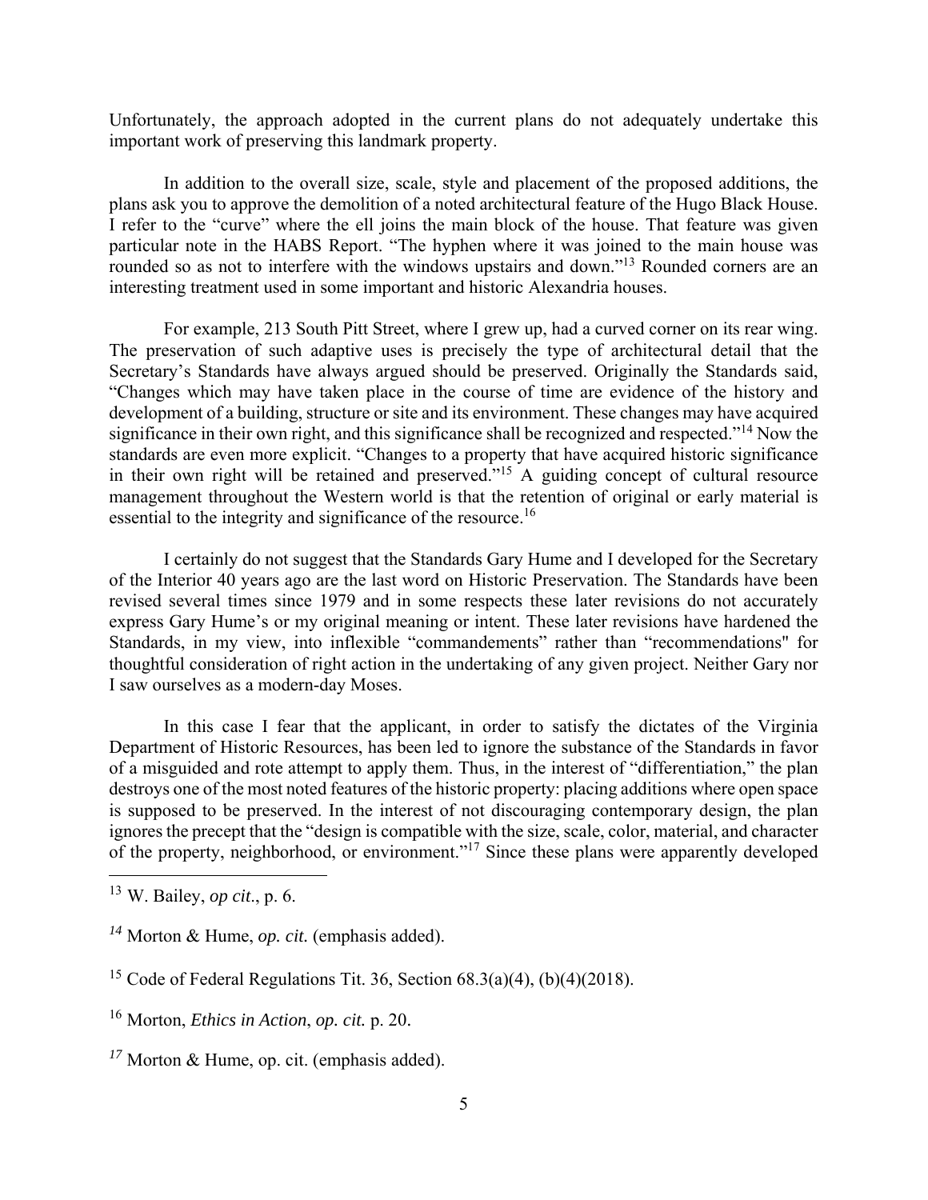Unfortunately, the approach adopted in the current plans do not adequately undertake this important work of preserving this landmark property.

In addition to the overall size, scale, style and placement of the proposed additions, the plans ask you to approve the demolition of a noted architectural feature of the Hugo Black House. I refer to the "curve" where the ell joins the main block of the house. That feature was given particular note in the HABS Report. "The hyphen where it was joined to the main house was rounded so as not to interfere with the windows upstairs and down."[13] Rounded corners are an interesting treatment used in some important and historic Alexandria houses.

For example, 213 South Pitt Street, where I grew up, had a curved corner on its rear wing. The preservation of such adaptive uses is precisely the type of architectural detail that the Secretary's Standards have always argued should be preserved. Originally the Standards said, "Changes which may have taken place in the course of time are evidence of the history and development of a building, structure or site and its environment. These changes may have acquired significance in their own right, and this significance shall be recognized and respected."[14] Now the standards are even more explicit. "Changes to a property that have acquired historic significance in their own right will be retained and preserved."[15] A guiding concept of cultural resource management throughout the Western world is that the retention of original or early material is essential to the integrity and significance of the resource.[16]

I certainly do not suggest that the Standards Gary Hume and I developed for the Secretary of the Interior 40 years ago are the last word on Historic Preservation. The Standards have been revised several times since 1979 and in some respects these later revisions do not accurately express Gary Hume's or my original meaning or intent. These later revisions have hardened the Standards, in my view, into inflexible "commandements" rather than "recommendations" for thoughtful consideration of right action in the undertaking of any given project. Neither Gary nor I saw ourselves as a modern-day Moses.

In this case I fear that the applicant, in order to satisfy the dictates of the Virginia Department of Historic Resources, has been led to ignore the substance of the Standards in favor of a misguided and rote attempt to apply them. Thus, in the interest of "differentiation," the plan destroys one of the most noted features of the historic property: placing additions where open space is supposed to be preserved. In the interest of not discouraging contemporary design, the plan ignores the precept that the "design is compatible with the size, scale, color, material, and character of the property, neighborhood, or environment."[17] Since these plans were apparently developed

---

[13] W. Bailey, *op cit*., p. 6.

[14] Morton & Hume, *op. cit.* (emphasis added).

[15] Code of Federal Regulations Tit. 36, Section 68.3(a)(4), (b)(4)(2018).

[16] Morton, *Ethics in Action*, *op. cit.* p. 20.

[17] Morton & Hume, op. cit. (emphasis added).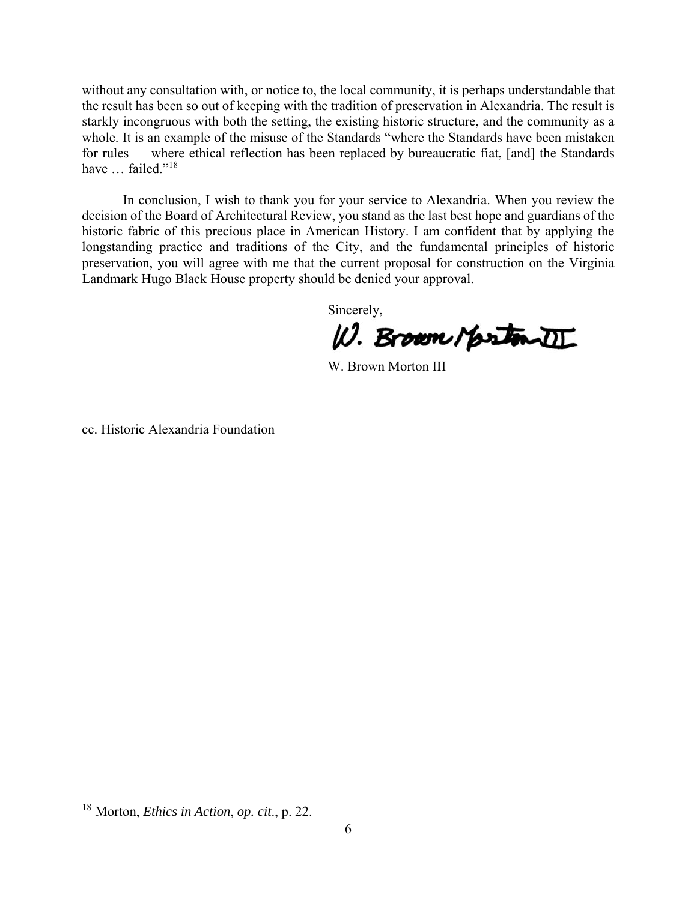without any consultation with, or notice to, the local community, it is perhaps understandable that the result has been so out of keeping with the tradition of preservation in Alexandria. The result is starkly incongruous with both the setting, the existing historic structure, and the community as a whole. It is an example of the misuse of the Standards "where the Standards have been mistaken for rules — where ethical reflection has been replaced by bureaucratic fiat, [and] the Standards have … failed."[18]

In conclusion, I wish to thank you for your service to Alexandria. When you review the decision of the Board of Architectural Review, you stand as the last best hope and guardians of the historic fabric of this precious place in American History. I am confident that by applying the longstanding practice and traditions of the City, and the fundamental principles of historic preservation, you will agree with me that the current proposal for construction on the Virginia Landmark Hugo Black House property should be denied your approval.

Sincerely,

W. Brown Morton III

W. Brown Morton III

cc. Historic Alexandria Foundation

---

[18] Morton, *Ethics in Action*, *op. cit*., p. 22.